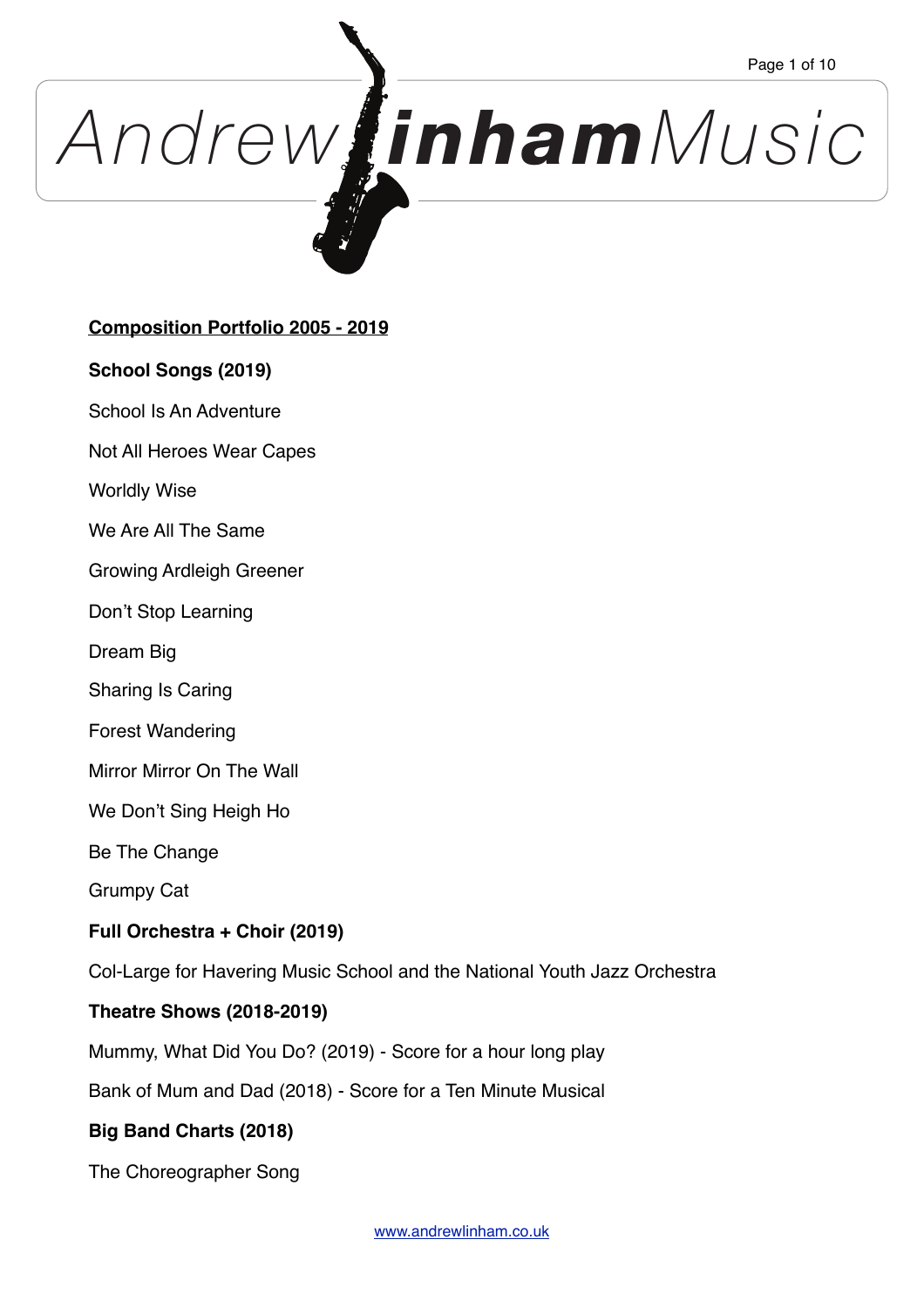# Andrew Linham Music

**<u>Composition Portfolio 2005 - 2019</u>**

**School Songs (2019)**

School Is An Adventure

Not All Heroes Wear Capes

Worldly Wise

We Are All The Same

Growing Ardleigh Greener

Don't Stop Learning

Dream Big

Sharing Is Caring

Forest Wandering

Mirror Mirror On The Wall

We Don't Sing Heigh Ho

Be The Change

Grumpy Cat

**Full Orchestra + Choir (2019)**

Col-Large for Havering Music School and the National Youth Jazz Orchestra

**Theatre Shows (2018-2019)**

Mummy, What Did You Do? (2019) - Score for a hour long play

Bank of Mum and Dad (2018) - Score for a Ten Minute Musical

**Big Band Charts (2018)**

The Choreographer Song

www.andrewlinham.co.uk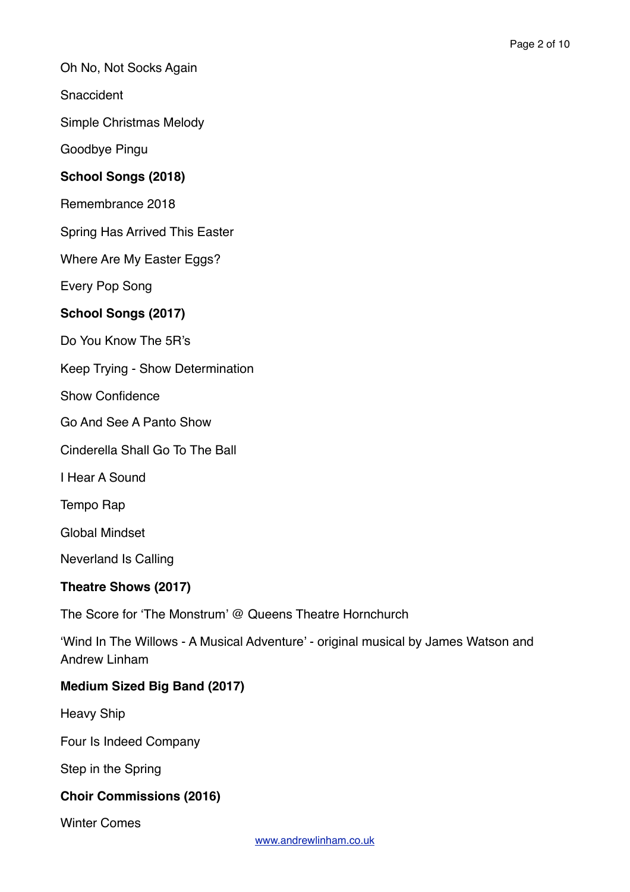Oh No, Not Socks Again

Snaccident

Simple Christmas Melody

Goodbye Pingu

**School Songs (2018)**

Remembrance 2018

Spring Has Arrived This Easter

Where Are My Easter Eggs?

Every Pop Song

**School Songs (2017)**

Do You Know The 5R's

Keep Trying - Show Determination

Show Confidence

Go And See A Panto Show

Cinderella Shall Go To The Ball

I Hear A Sound

Tempo Rap

Global Mindset

Neverland Is Calling

**Theatre Shows (2017)**

The Score for 'The Monstrum' @ Queens Theatre Hornchurch

'Wind In The Willows - A Musical Adventure' - original musical by James Watson and Andrew Linham

**Medium Sized Big Band (2017)**

Heavy Ship

Four Is Indeed Company

Step in the Spring

**Choir Commissions (2016)**

Winter Comes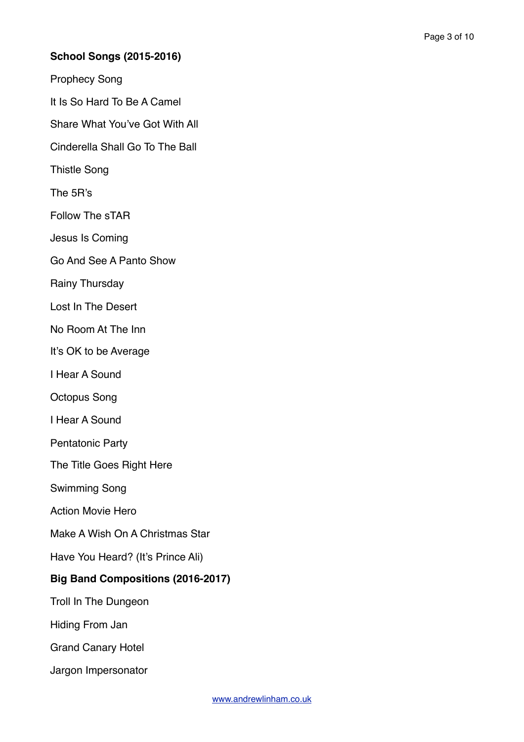**School Songs (2015-2016)**

Prophecy Song

It Is So Hard To Be A Camel

Share What You've Got With All

Cinderella Shall Go To The Ball

Thistle Song

The 5R's

Follow The sTAR

Jesus Is Coming

Go And See A Panto Show

Rainy Thursday

Lost In The Desert

No Room At The Inn

It's OK to be Average

I Hear A Sound

Octopus Song

I Hear A Sound

Pentatonic Party

The Title Goes Right Here

Swimming Song

Action Movie Hero

Make A Wish On A Christmas Star

Have You Heard? (It's Prince Ali)

**Big Band Compositions (2016-2017)**

Troll In The Dungeon

Hiding From Jan

Grand Canary Hotel

Jargon Impersonator

www.andrewlinham.co.uk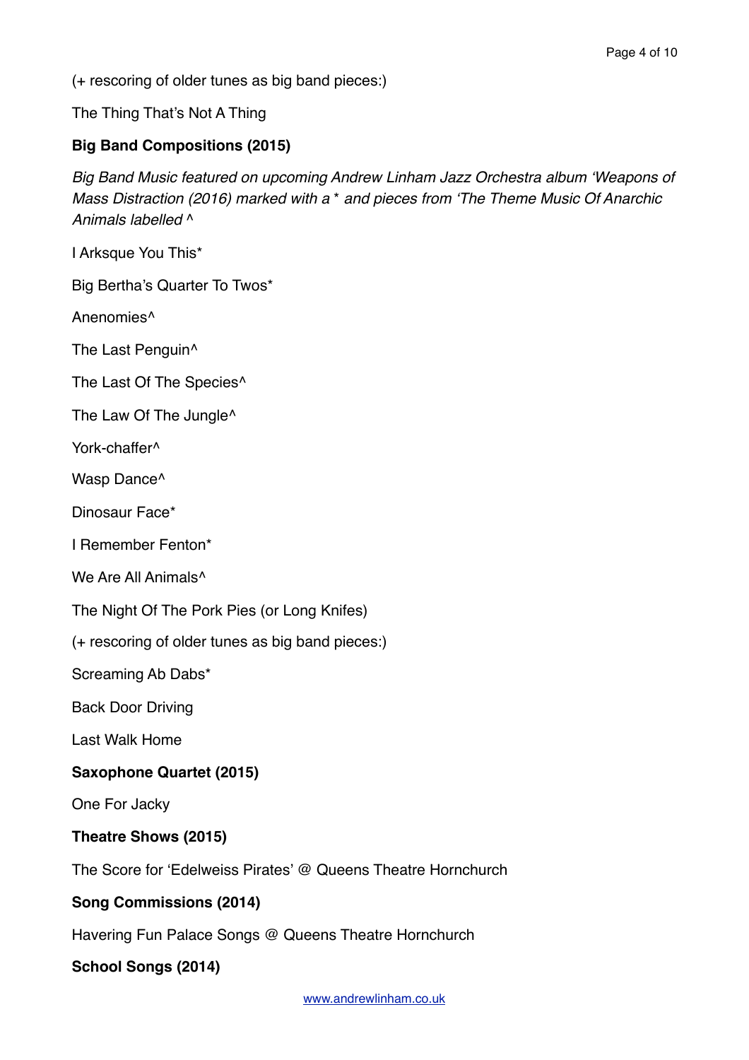(+ rescoring of older tunes as big band pieces:)

The Thing That's Not A Thing

**Big Band Compositions (2015)**

*Big Band Music featured on upcoming Andrew Linham Jazz Orchestra album 'Weapons of Mass Distraction (2016) marked with a * and pieces from 'The Theme Music Of Anarchic Animals labelled ^*

I Arksque You This*

Big Bertha's Quarter To Twos*

Anenomies^

The Last Penguin^

The Last Of The Species^

The Law Of The Jungle^

York-chaffer^

Wasp Dance^

Dinosaur Face*

I Remember Fenton*

We Are All Animals^

The Night Of The Pork Pies (or Long Knifes)

(+ rescoring of older tunes as big band pieces:)

Screaming Ab Dabs*

Back Door Driving

Last Walk Home

**Saxophone Quartet (2015)**

One For Jacky

**Theatre Shows (2015)**

The Score for 'Edelweiss Pirates' @ Queens Theatre Hornchurch

**Song Commissions (2014)**

Havering Fun Palace Songs @ Queens Theatre Hornchurch

**School Songs (2014)**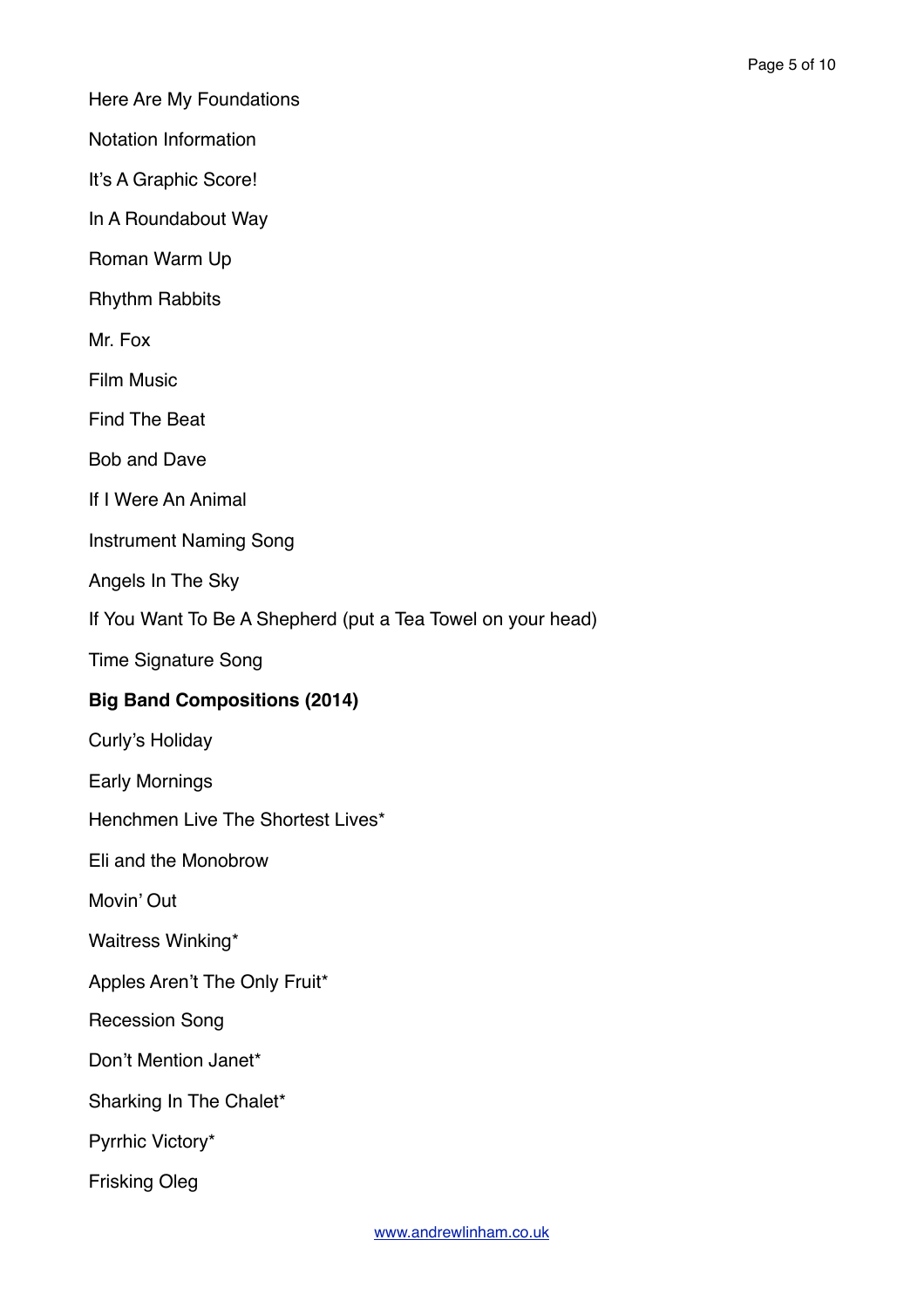Here Are My Foundations

Notation Information

It's A Graphic Score!

In A Roundabout Way

Roman Warm Up

Rhythm Rabbits

Mr. Fox

Film Music

Find The Beat

Bob and Dave

If I Were An Animal

Instrument Naming Song

Angels In The Sky

If You Want To Be A Shepherd (put a Tea Towel on your head)

Time Signature Song

**Big Band Compositions (2014)**

Curly's Holiday

Early Mornings

Henchmen Live The Shortest Lives*

Eli and the Monobrow

Movin' Out

Waitress Winking*

Apples Aren't The Only Fruit*

Recession Song

Don't Mention Janet*

Sharking In The Chalet*

Pyrrhic Victory*

Frisking Oleg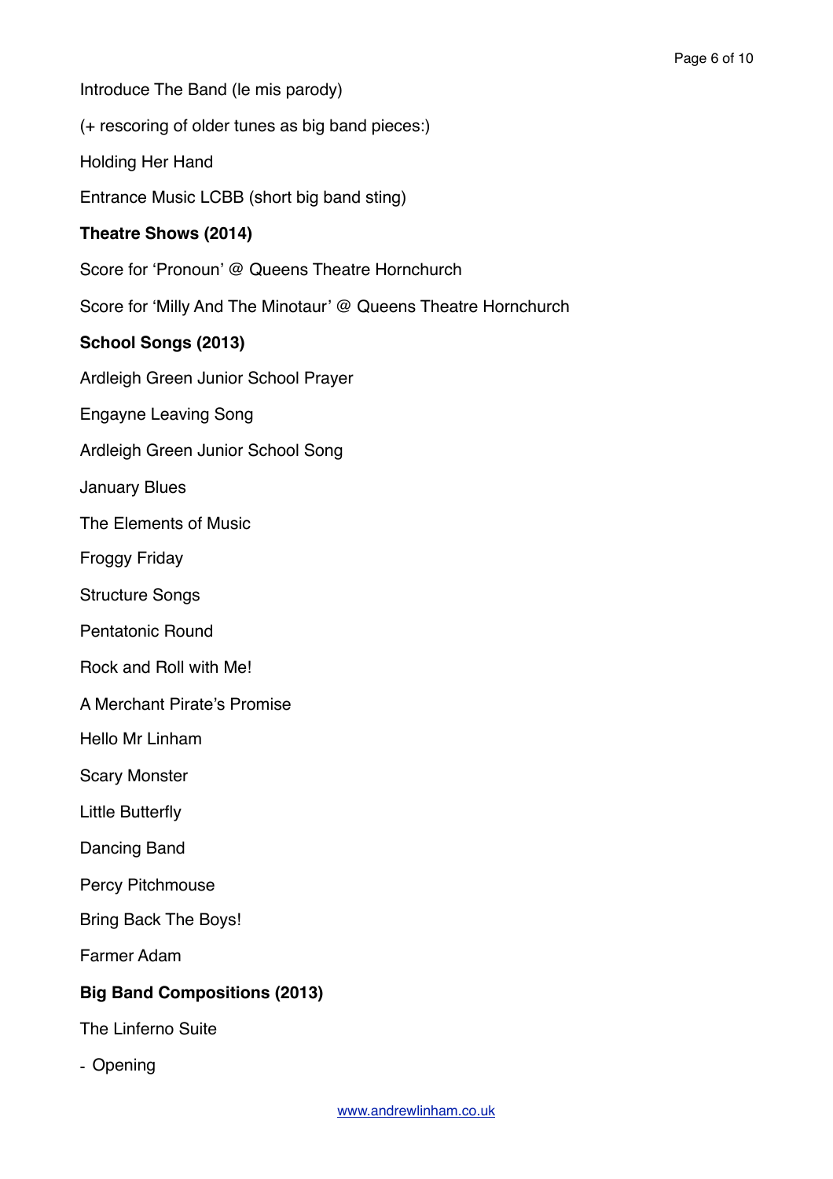Introduce The Band (le mis parody)

(+ rescoring of older tunes as big band pieces:)

Holding Her Hand

Entrance Music LCBB (short big band sting)

**Theatre Shows (2014)**

Score for 'Pronoun' @ Queens Theatre Hornchurch

Score for 'Milly And The Minotaur' @ Queens Theatre Hornchurch

**School Songs (2013)**

Ardleigh Green Junior School Prayer

Engayne Leaving Song

Ardleigh Green Junior School Song

January Blues

The Elements of Music

Froggy Friday

Structure Songs

Pentatonic Round

Rock and Roll with Me!

A Merchant Pirate's Promise

Hello Mr Linham

Scary Monster

Little Butterfly

Dancing Band

Percy Pitchmouse

Bring Back The Boys!

Farmer Adam

**Big Band Compositions (2013)**

The Linferno Suite

- Opening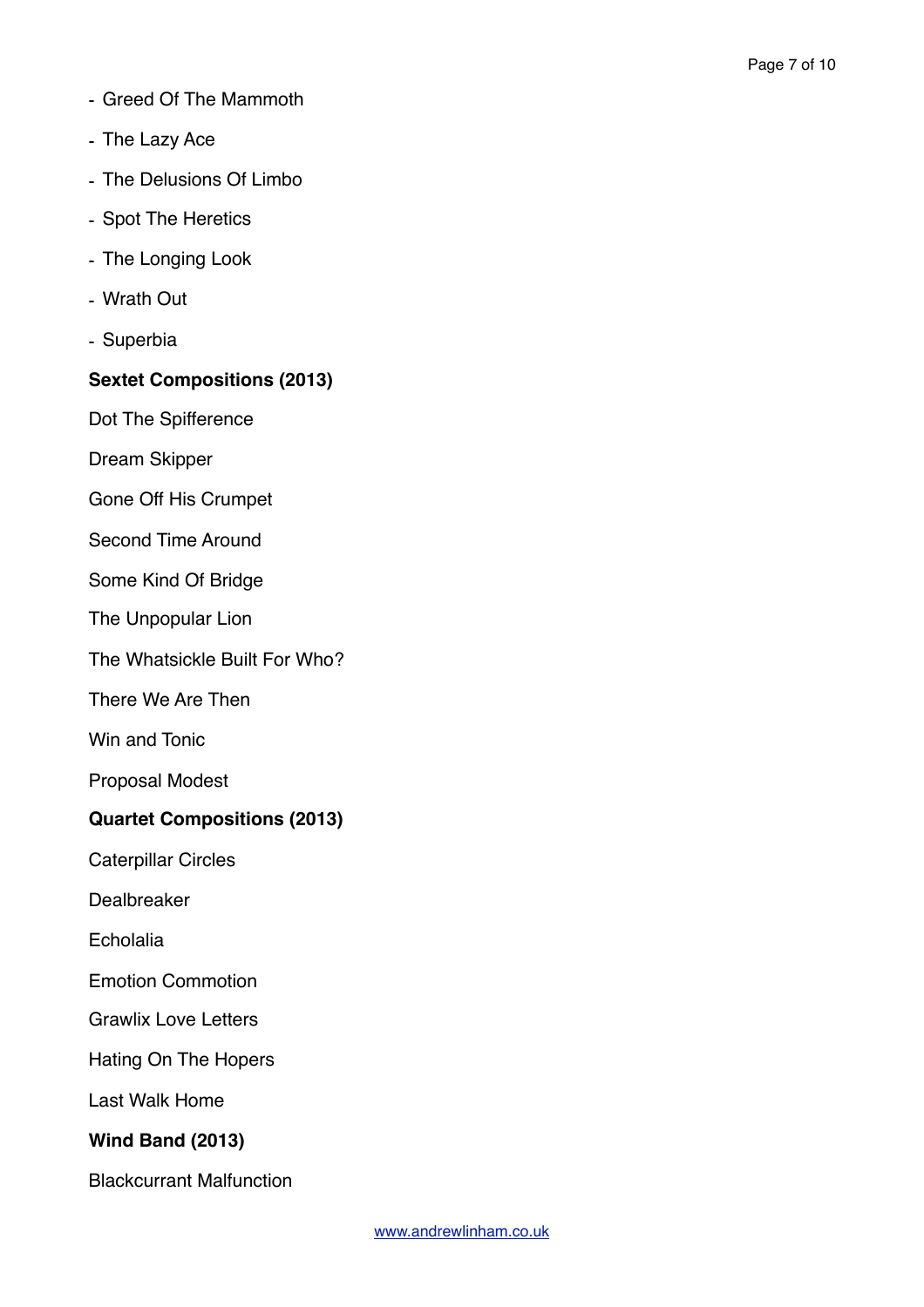- Greed Of The Mammoth
- The Lazy Ace
- The Delusions Of Limbo
- Spot The Heretics
- The Longing Look
- Wrath Out
- Superbia

**Sextet Compositions (2013)**

Dot The Spifference

Dream Skipper

Gone Off His Crumpet

Second Time Around

Some Kind Of Bridge

The Unpopular Lion

The Whatsickle Built For Who?

There We Are Then

Win and Tonic

Proposal Modest

**Quartet Compositions (2013)**

Caterpillar Circles

Dealbreaker

Echolalia

Emotion Commotion

Grawlix Love Letters

Hating On The Hopers

Last Walk Home

**Wind Band (2013)**

Blackcurrant Malfunction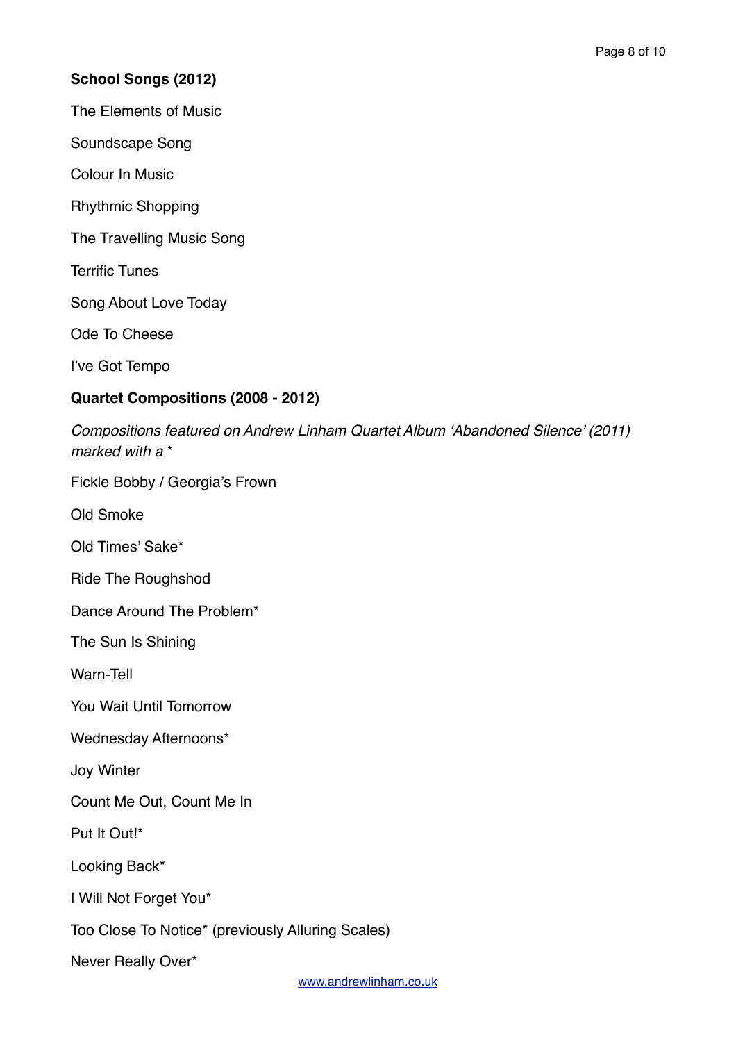## School Songs (2012)

The Elements of Music

Soundscape Song

Colour In Music

Rhythmic Shopping

The Travelling Music Song

Terrific Tunes

Song About Love Today

Ode To Cheese

I've Got Tempo

## Quartet Compositions (2008 - 2012)

*Compositions featured on Andrew Linham Quartet Album 'Abandoned Silence' (2011) marked with a **

Fickle Bobby / Georgia's Frown

Old Smoke

Old Times' Sake*

Ride The Roughshod

Dance Around The Problem*

The Sun Is Shining

Warn-Tell

You Wait Until Tomorrow

Wednesday Afternoons*

Joy Winter

Count Me Out, Count Me In

Put It Out!*

Looking Back*

I Will Not Forget You*

Too Close To Notice* (previously Alluring Scales)

Never Really Over*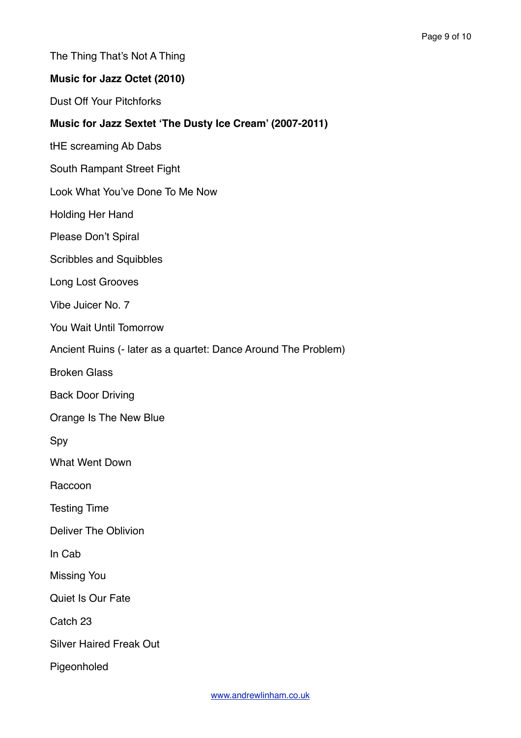The Thing That's Not A Thing

**Music for Jazz Octet (2010)**

Dust Off Your Pitchforks

**Music for Jazz Sextet 'The Dusty Ice Cream' (2007-2011)**

tHE screaming Ab Dabs

South Rampant Street Fight

Look What You've Done To Me Now

Holding Her Hand

Please Don't Spiral

Scribbles and Squibbles

Long Lost Grooves

Vibe Juicer No. 7

You Wait Until Tomorrow

Ancient Ruins (- later as a quartet: Dance Around The Problem)

Broken Glass

Back Door Driving

Orange Is The New Blue

Spy

What Went Down

Raccoon

Testing Time

Deliver The Oblivion

In Cab

Missing You

Quiet Is Our Fate

Catch 23

Silver Haired Freak Out

Pigeonholed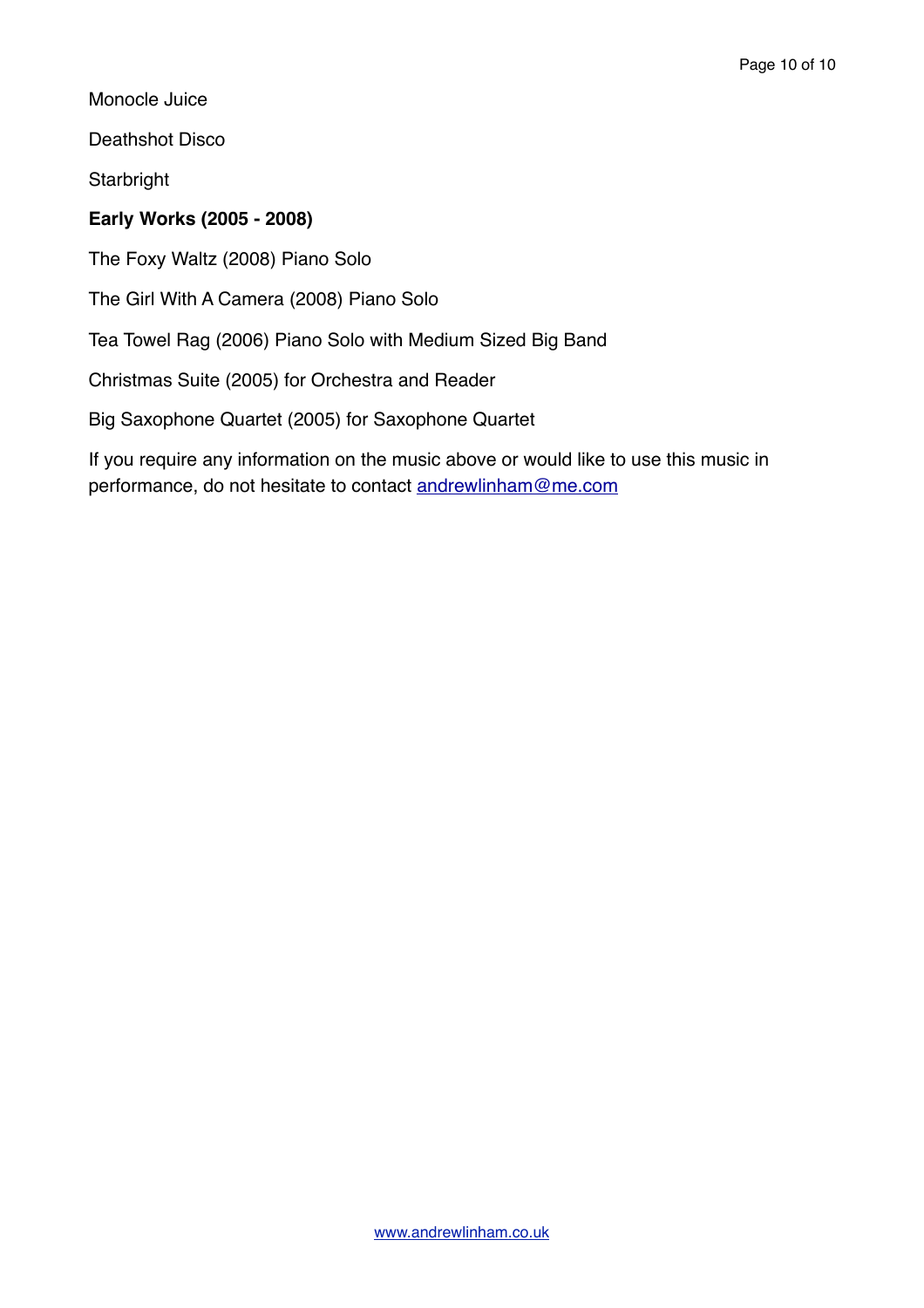Monocle Juice

Deathshot Disco

Starbright

**Early Works (2005 - 2008)**

The Foxy Waltz (2008) Piano Solo

The Girl With A Camera (2008) Piano Solo

Tea Towel Rag (2006) Piano Solo with Medium Sized Big Band

Christmas Suite (2005) for Orchestra and Reader

Big Saxophone Quartet (2005) for Saxophone Quartet

If you require any information on the music above or would like to use this music in performance, do not hesitate to contact andrewlinham@me.com

www.andrewlinham.co.uk